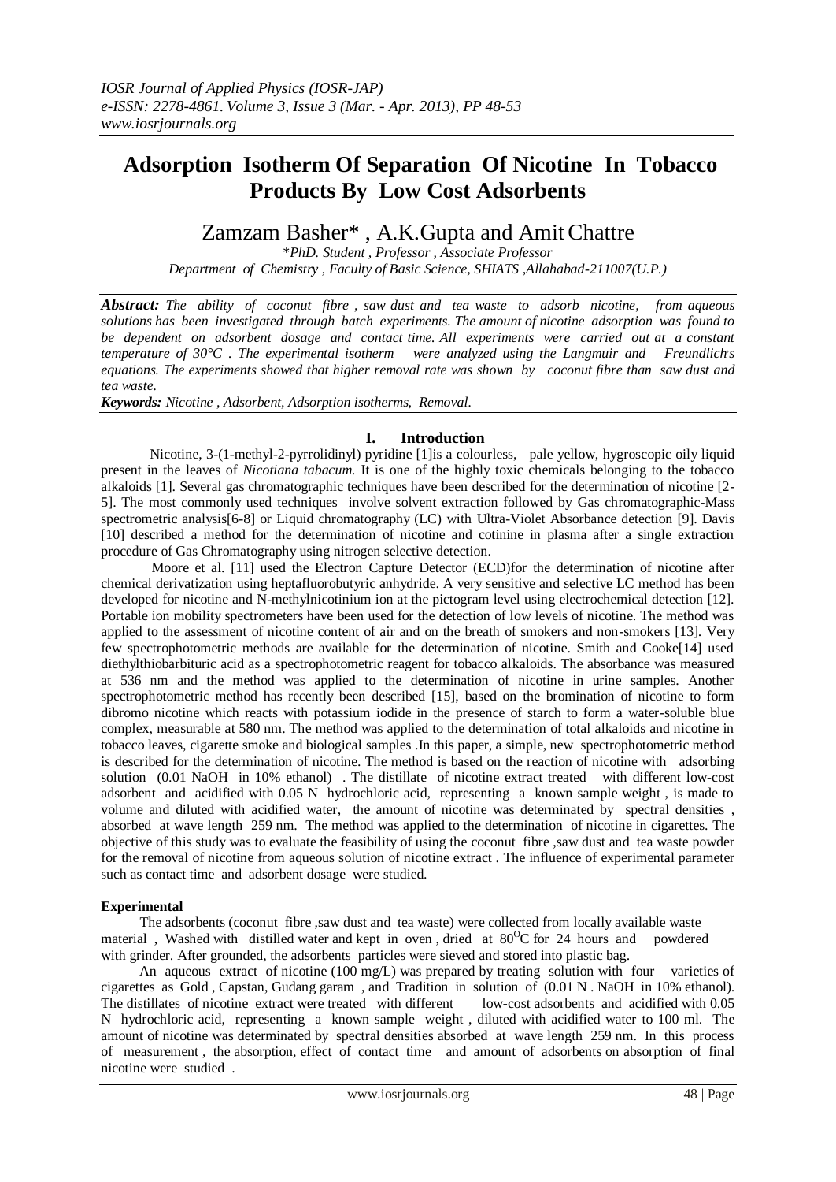# Adsorption Isotherm Of Separation Of Nicotine In Tobacco Products By Low Cost Adsorbents

Zamzam Basher* , A.K.Gupta and Amit Chattre

*\*PhD. Student , Professor , Associate Professor*
*Department of Chemistry , Faculty of Basic Science, SHIATS ,Allahabad-211007(U.P.)*

***Abstract:*** *The ability of coconut fibre , saw dust and tea waste to adsorb nicotine, from aqueous solutions has been investigated through batch experiments. The amount of nicotine adsorption was found to be dependent on adsorbent dosage and contact time. All experiments were carried out at a constant temperature of 30°C . The experimental isotherm were analyzed using the Langmuir and Freundlich's equations. The experiments showed that higher removal rate was shown by coconut fibre than saw dust and tea waste.*

***Keywords:*** *Nicotine , Adsorbent, Adsorption isotherms, Removal.*

## I. Introduction

Nicotine, 3-(1-methyl-2-pyrrolidinyl) pyridine [1]is a colourless, pale yellow, hygroscopic oily liquid present in the leaves of *Nicotiana tabacum.* It is one of the highly toxic chemicals belonging to the tobacco alkaloids [1]. Several gas chromatographic techniques have been described for the determination of nicotine [2-5]. The most commonly used techniques involve solvent extraction followed by Gas chromatographic-Mass spectrometric analysis[6-8] or Liquid chromatography (LC) with Ultra-Violet Absorbance detection [9]. Davis [10] described a method for the determination of nicotine and cotinine in plasma after a single extraction procedure of Gas Chromatography using nitrogen selective detection.

Moore et al. [11] used the Electron Capture Detector (ECD)for the determination of nicotine after chemical derivatization using heptafluorobutyric anhydride. A very sensitive and selective LC method has been developed for nicotine and N-methylnicotinium ion at the pictogram level using electrochemical detection [12]. Portable ion mobility spectrometers have been used for the detection of low levels of nicotine. The method was applied to the assessment of nicotine content of air and on the breath of smokers and non-smokers [13]. Very few spectrophotometric methods are available for the determination of nicotine. Smith and Cooke[14] used diethylthiobarbituric acid as a spectrophotometric reagent for tobacco alkaloids. The absorbance was measured at 536 nm and the method was applied to the determination of nicotine in urine samples. Another spectrophotometric method has recently been described [15], based on the bromination of nicotine to form dibromo nicotine which reacts with potassium iodide in the presence of starch to form a water-soluble blue complex, measurable at 580 nm. The method was applied to the determination of total alkaloids and nicotine in tobacco leaves, cigarette smoke and biological samples .In this paper, a simple, new spectrophotometric method is described for the determination of nicotine. The method is based on the reaction of nicotine with adsorbing solution (0.01 NaOH in 10% ethanol) . The distillate of nicotine extract treated with different low-cost adsorbent and acidified with 0.05 N hydrochloric acid, representing a known sample weight , is made to volume and diluted with acidified water, the amount of nicotine was determined by spectral densities , absorbed at wave length 259 nm. The method was applied to the determination of nicotine in cigarettes. The objective of this study was to evaluate the feasibility of using the coconut fibre ,saw dust and tea waste powder for the removal of nicotine from aqueous solution of nicotine extract . The influence of experimental parameter such as contact time and adsorbent dosage were studied.

**Experimental**

The adsorbents (coconut fibre ,saw dust and tea waste) were collected from locally available waste material , Washed with distilled water and kept in oven , dried at $80^{O}C$ for 24 hours and powdered with grinder. After grounded, the adsorbents particles were sieved and stored into plastic bag.

An aqueous extract of nicotine (100 mg/L) was prepared by treating solution with four varieties of cigarettes as Gold , Capstan, Gudang garam , and Tradition in solution of (0.01 N . NaOH in 10% ethanol). The distillates of nicotine extract were treated with different low-cost adsorbents and acidified with 0.05 N hydrochloric acid, representing a known sample weight , diluted with acidified water to 100 ml. The amount of nicotine was determinated by spectral densities absorbed at wave length 259 nm. In this process of measurement , the absorption, effect of contact time and amount of adsorbents on absorption of final nicotine were studied .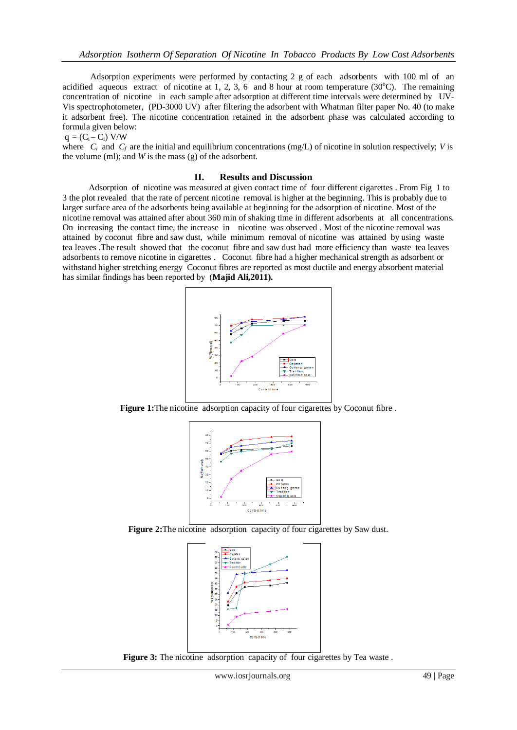Adsorption experiments were performed by contacting 2 g of each adsorbents with 100 ml of an acidified aqueous extract of nicotine at 1, 2, 3, 6 and 8 hour at room temperature (30°C). The remaining concentration of nicotine in each sample after adsorption at different time intervals were determined by UV-Vis spectrophotometer, (PD-3000 UV) after filtering the adsorbent with Whatman filter paper No. 40 (to make it adsorbent free). The nicotine concentration retained in the adsorbent phase was calculated according to formula given below:

$q = (C_i - C_f) V/W$

where $C_i$ and $C_f$ are the initial and equilibrium concentrations (mg/L) of nicotine in solution respectively; $V$ is the volume (ml); and $W$ is the mass (g) of the adsorbent.

## II. Results and Discussion

Adsorption of nicotine was measured at given contact time of four different cigarettes . From Fig 1 to 3 the plot revealed that the rate of percent nicotine removal is higher at the beginning. This is probably due to larger surface area of the adsorbents being available at beginning for the adsorption of nicotine. Most of the nicotine removal was attained after about 360 min of shaking time in different adsorbents at all concentrations. On increasing the contact time, the increase in nicotine was observed . Most of the nicotine removal was attained by coconut fibre and saw dust, while minimum removal of nicotine was attained by using waste tea leaves .The result showed that the coconut fibre and saw dust had more efficiency than waste tea leaves adsorbents to remove nicotine in cigarettes . Coconut fibre had a higher mechanical strength as adsorbent or withstand higher stretching energy Coconut fibres are reported as most ductile and energy absorbent material has similar findings has been reported by (**Majid Ali,2011).**

**Figure 1:**The nicotine adsorption capacity of four cigarettes by Coconut fibre .

**Figure 2:**The nicotine adsorption capacity of four cigarettes by Saw dust.

**Figure 3:** The nicotine adsorption capacity of four cigarettes by Tea waste .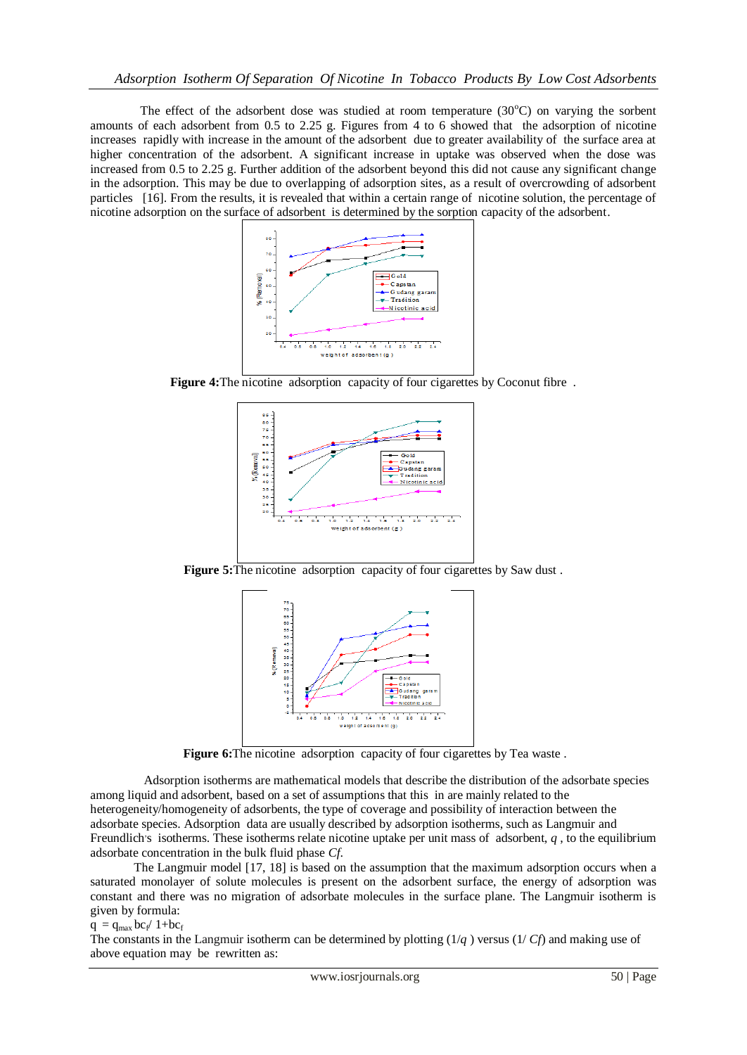The effect of the adsorbent dose was studied at room temperature (30°C) on varying the sorbent amounts of each adsorbent from 0.5 to 2.25 g. Figures from 4 to 6 showed that the adsorption of nicotine increases rapidly with increase in the amount of the adsorbent due to greater availability of the surface area at higher concentration of the adsorbent. A significant increase in uptake was observed when the dose was increased from 0.5 to 2.25 g. Further addition of the adsorbent beyond this did not cause any significant change in the adsorption. This may be due to overlapping of adsorption sites, as a result of overcrowding of adsorbent particles [16]. From the results, it is revealed that within a certain range of nicotine solution, the percentage of nicotine adsorption on the surface of adsorbent is determined by the sorption capacity of the adsorbent.

**Figure 4:** The nicotine adsorption capacity of four cigarettes by Coconut fibre .

**Figure 5:** The nicotine adsorption capacity of four cigarettes by Saw dust .

**Figure 6:** The nicotine adsorption capacity of four cigarettes by Tea waste .

Adsorption isotherms are mathematical models that describe the distribution of the adsorbate species among liquid and adsorbent, based on a set of assumptions that this in are mainly related to the heterogeneity/homogeneity of adsorbents, the type of coverage and possibility of interaction between the adsorbate species. Adsorption data are usually described by adsorption isotherms, such as Langmuir and Freundlich's isotherms. These isotherms relate nicotine uptake per unit mass of adsorbent, $q$ , to the equilibrium adsorbate concentration in the bulk fluid phase $Cf$.

The Langmuir model [17, 18] is based on the assumption that the maximum adsorption occurs when a saturated monolayer of solute molecules is present on the adsorbent surface, the energy of adsorption was constant and there was no migration of adsorbate molecules in the surface plane. The Langmuir isotherm is given by formula:

$$q = q_{max}\, bc_f / 1+bc_f$$

The constants in the Langmuir isotherm can be determined by plotting ($1/q$ ) versus ($1/Cf$) and making use of above equation may be rewritten as: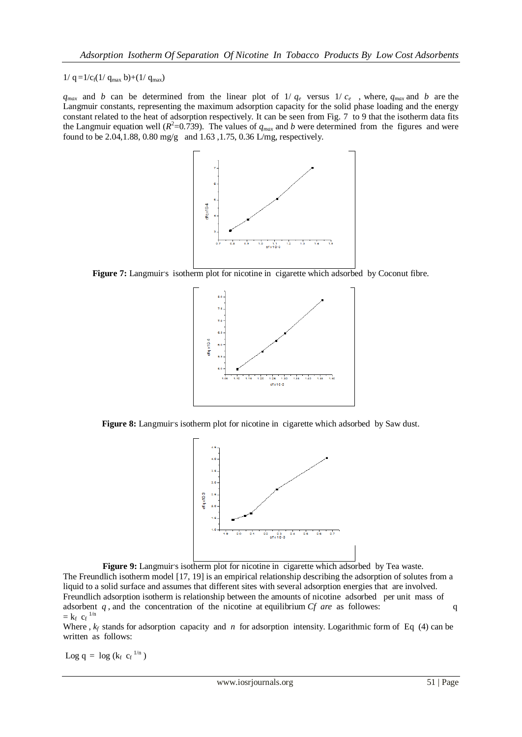$$1/q = 1/c_f(1/q_{max}\,b) + (1/q_{max})$$

$q_{max}$ and $b$ can be determined from the linear plot of $1/q_e$ versus $1/c_e$ , where, $q_{max}$ and $b$ are the Langmuir constants, representing the maximum adsorption capacity for the solid phase loading and the energy constant related to the heat of adsorption respectively. It can be seen from Fig. 7 to 9 that the isotherm data fits the Langmuir equation well ($R^2$=0.739). The values of $q_{max}$ and $b$ were determined from the figures and were found to be 2.04,1.88, 0.80 mg/g and 1.63 ,1.75, 0.36 L/mg, respectively.

**Figure 7:** Langmuir's isotherm plot for nicotine in cigarette which adsorbed by Coconut fibre.

**Figure 8:** Langmuir's isotherm plot for nicotine in cigarette which adsorbed by Saw dust.

**Figure 9:** Langmuir's isotherm plot for nicotine in cigarette which adsorbed by Tea waste.

The Freundlich isotherm model [17, 19] is an empirical relationship describing the adsorption of solutes from a liquid to a solid surface and assumes that different sites with several adsorption energies that are involved. Freundlich adsorption isotherm is relationship between the amounts of nicotine adsorbed per unit mass of adsorbent $q$ , and the concentration of the nicotine at equilibrium $Cf$ *are* as followes:

$$q = k_f \; c_f^{\,1/n}$$

Where , $k_f$ stands for adsorption capacity and $n$ for adsorption intensity. Logarithmic form of Eq (4) can be written as follows:

$$\text{Log } q = \log(k_f \; c_f^{\,1/n})$$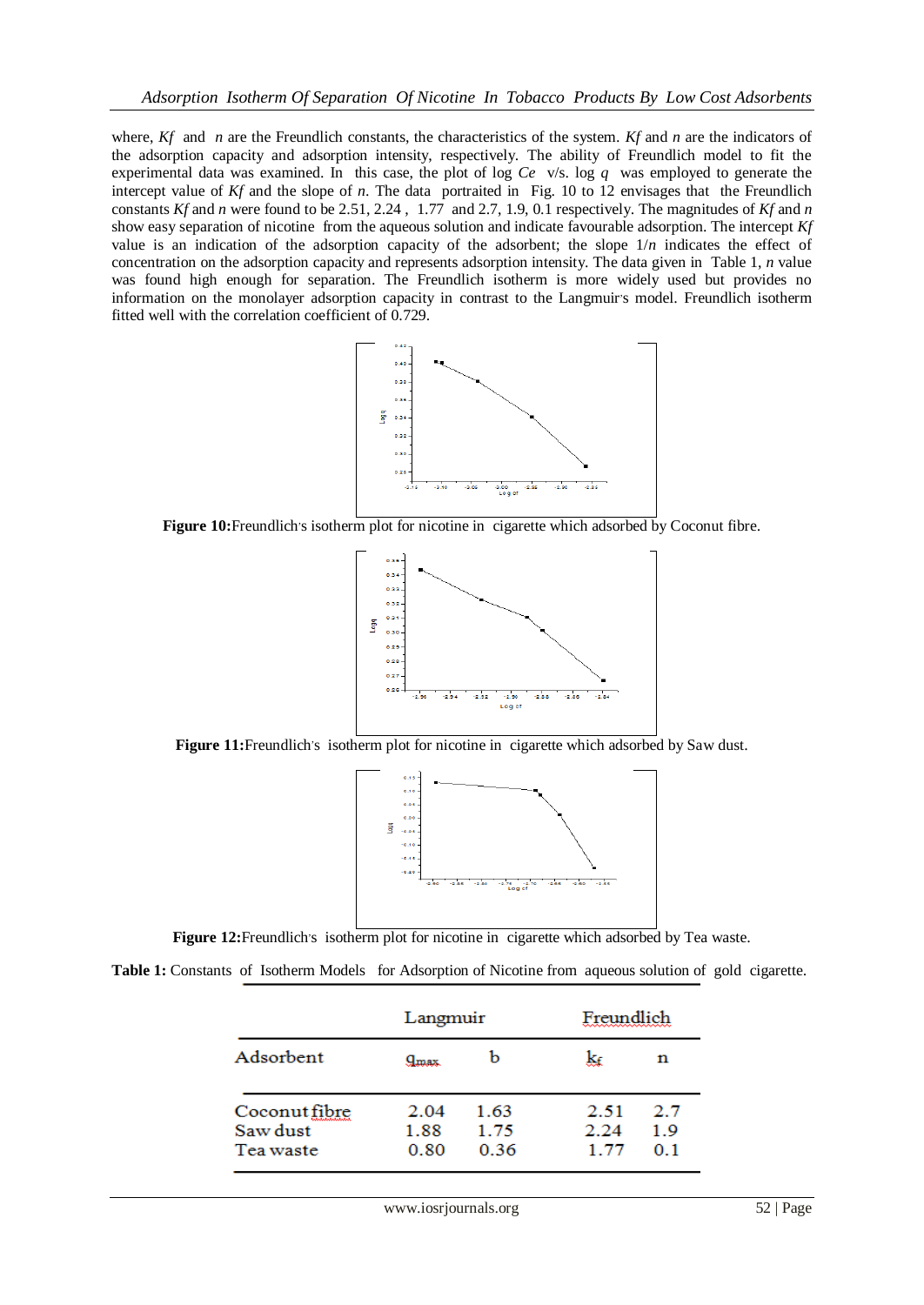where, $K_f$ and $n$ are the Freundlich constants, the characteristics of the system. $K_f$ and $n$ are the indicators of the adsorption capacity and adsorption intensity, respectively. The ability of Freundlich model to fit the experimental data was examined. In this case, the plot of log $Ce$ v/s. log $q$ was employed to generate the intercept value of $K_f$ and the slope of $n$. The data portraited in Fig. 10 to 12 envisages that the Freundlich constants $K_f$ and $n$ were found to be 2.51, 2.24 , 1.77 and 2.7, 1.9, 0.1 respectively. The magnitudes of $K_f$ and $n$ show easy separation of nicotine from the aqueous solution and indicate favourable adsorption. The intercept $K_f$ value is an indication of the adsorption capacity of the adsorbent; the slope $1/n$ indicates the effect of concentration on the adsorption capacity and represents adsorption intensity. The data given in Table 1, $n$ value was found high enough for separation. The Freundlich isotherm is more widely used but provides no information on the monolayer adsorption capacity in contrast to the Langmuir's model. Freundlich isotherm fitted well with the correlation coefficient of 0.729.

**Figure 10:** Freundlich's isotherm plot for nicotine in cigarette which adsorbed by Coconut fibre.

**Figure 11:** Freundlich's isotherm plot for nicotine in cigarette which adsorbed by Saw dust.

**Figure 12:** Freundlich's isotherm plot for nicotine in cigarette which adsorbed by Tea waste.

**Table 1:** Constants of Isotherm Models for Adsorption of Nicotine from aqueous solution of gold cigarette.

| | Langmuir | | Freundlich | |
|---|---|---|---|---|
| Adsorbent | $q_{max}$ | b | $k_f$ | n |
| Coconut fibre | 2.04 | 1.63 | 2.51 | 2.7 |
| Saw dust | 1.88 | 1.75 | 2.24 | 1.9 |
| Tea waste | 0.80 | 0.36 | 1.77 | 0.1 |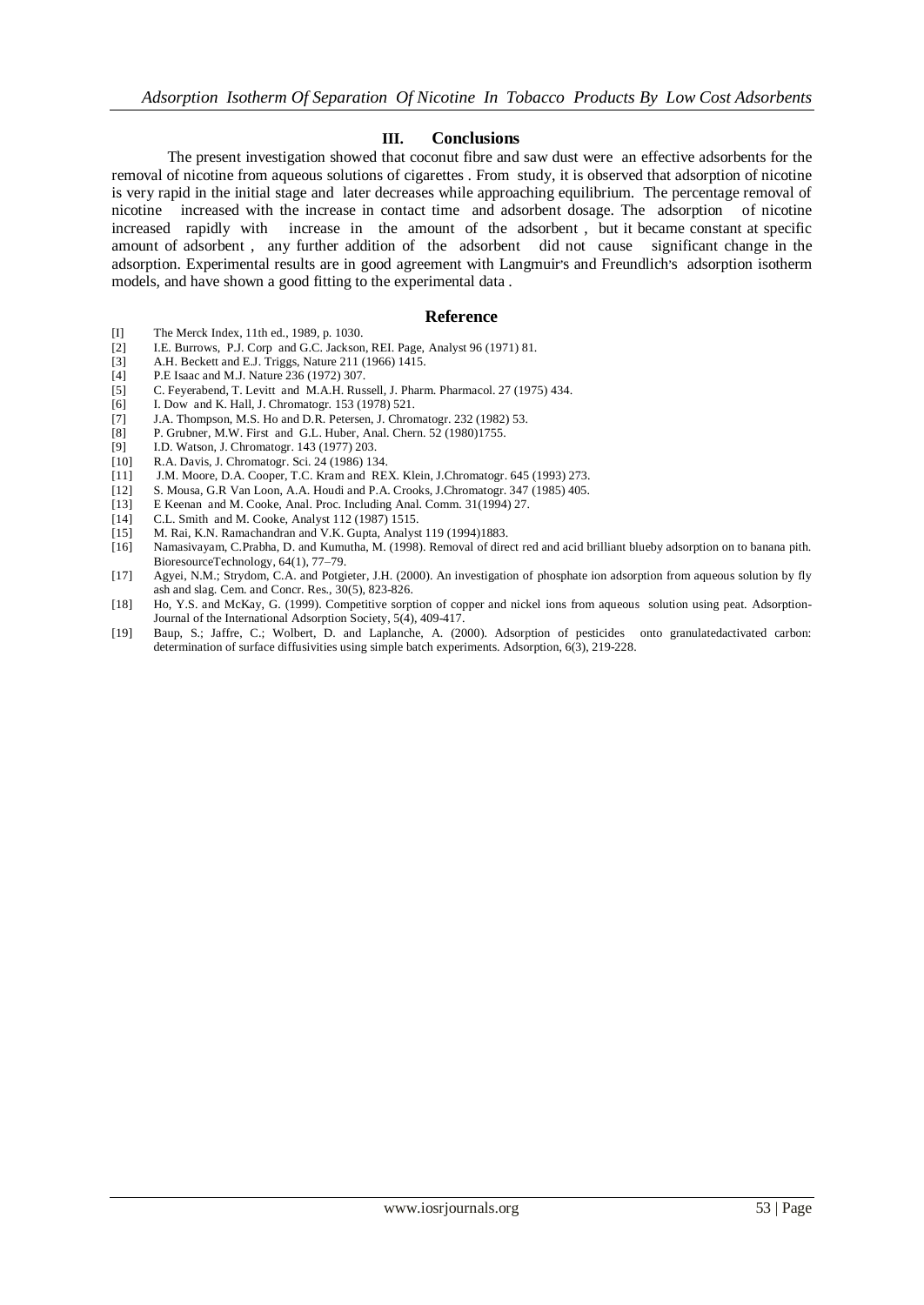## III. Conclusions

The present investigation showed that coconut fibre and saw dust were an effective adsorbents for the removal of nicotine from aqueous solutions of cigarettes . From study, it is observed that adsorption of nicotine is very rapid in the initial stage and later decreases while approaching equilibrium. The percentage removal of nicotine increased with the increase in contact time and adsorbent dosage. The adsorption of nicotine increased rapidly with increase in the amount of the adsorbent , but it became constant at specific amount of adsorbent , any further addition of the adsorbent did not cause significant change in the adsorption. Experimental results are in good agreement with Langmuir's and Freundlich's adsorption isotherm models, and have shown a good fitting to the experimental data .

## Reference

[I] The Merck Index, 11th ed., 1989, p. 1030.
[2] I.E. Burrows, P.J. Corp and G.C. Jackson, REI. Page, Analyst 96 (1971) 81.
[3] A.H. Beckett and E.J. Triggs, Nature 211 (1966) 1415.
[4] P.E Isaac and M.J. Nature 236 (1972) 307.
[5] C. Feyerabend, T. Levitt and M.A.H. Russell, J. Pharm. Pharmacol. 27 (1975) 434.
[6] I. Dow and K. Hall, J. Chromatogr. 153 (1978) 521.
[7] J.A. Thompson, M.S. Ho and D.R. Petersen, J. Chromatogr. 232 (1982) 53.
[8] P. Grubner, M.W. First and G.L. Huber, Anal. Chern. 52 (1980)1755.
[9] I.D. Watson, J. Chromatogr. 143 (1977) 203.
[10] R.A. Davis, J. Chromatogr. Sci. 24 (1986) 134.
[11] J.M. Moore, D.A. Cooper, T.C. Kram and REX. Klein, J.Chromatogr. 645 (1993) 273.
[12] S. Mousa, G.R Van Loon, A.A. Houdi and P.A. Crooks, J.Chromatogr. 347 (1985) 405.
[13] E Keenan and M. Cooke, Anal. Proc. Including Anal. Comm. 31(1994) 27.
[14] C.L. Smith and M. Cooke, Analyst 112 (1987) 1515.
[15] M. Rai, K.N. Ramachandran and V.K. Gupta, Analyst 119 (1994)1883.
[16] Namasivayam, C.Prabha, D. and Kumutha, M. (1998). Removal of direct red and acid brilliant blueby adsorption on to banana pith. BioresourceTechnology, 64(1), 77–79.
[17] Agyei, N.M.; Strydom, C.A. and Potgieter, J.H. (2000). An investigation of phosphate ion adsorption from aqueous solution by fly ash and slag. Cem. and Concr. Res., 30(5), 823-826.
[18] Ho, Y.S. and McKay, G. (1999). Competitive sorption of copper and nickel ions from aqueous solution using peat. Adsorption-Journal of the International Adsorption Society, 5(4), 409-417.
[19] Baup, S.; Jaffre, C.; Wolbert, D. and Laplanche, A. (2000). Adsorption of pesticides onto granulatedactivated carbon: determination of surface diffusivities using simple batch experiments. Adsorption, 6(3), 219-228.